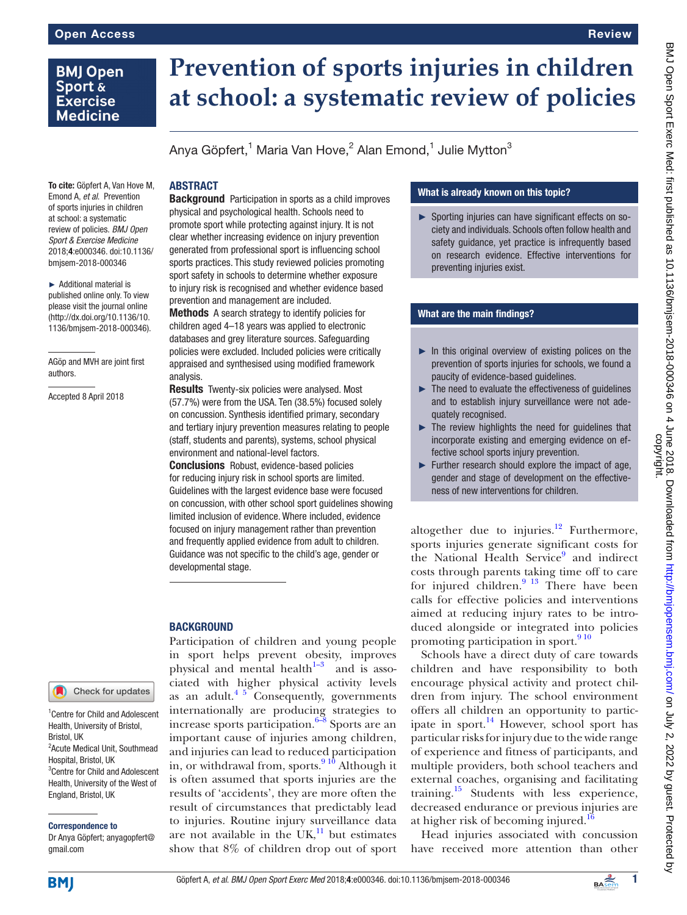# Prevention of sports injuries in children at school: a systematic review of policies

Anya Göpfert,[1] Maria Van Hove,[2] Alan Emond,[1] Julie Mytton[3]

**To cite:** Göpfert A, Van Hove M, Emond A, *et al*. Prevention of sports injuries in children at school: a systematic review of policies. *BMJ Open Sport & Exercise Medicine* 2018;**4**:e000346. doi:10.1136/bmjsem-2018-000346

► Additional material is published online only. To view please visit the journal online (http://dx.doi.org/10.1136/10.1136/bmjsem-2018-000346).

AGöp and MVH are joint first authors.

Accepted 8 April 2018

## ABSTRACT

**Background** Participation in sports as a child improves physical and psychological health. Schools need to promote sport while protecting against injury. It is not clear whether increasing evidence on injury prevention generated from professional sport is influencing school sports practices. This study reviewed policies promoting sport safety in schools to determine whether exposure to injury risk is recognised and whether evidence based prevention and management are included.

**Methods** A search strategy to identify policies for children aged 4–18 years was applied to electronic databases and grey literature sources. Safeguarding policies were excluded. Included policies were critically appraised and synthesised using modified framework analysis.

**Results** Twenty-six policies were analysed. Most (57.7%) were from the USA. Ten (38.5%) focused solely on concussion. Synthesis identified primary, secondary and tertiary injury prevention measures relating to people (staff, students and parents), systems, school physical environment and national-level factors.

**Conclusions** Robust, evidence-based policies for reducing injury risk in school sports are limited. Guidelines with the largest evidence base were focused on concussion, with other school sport guidelines showing limited inclusion of evidence. Where included, evidence focused on injury management rather than prevention and frequently applied evidence from adult to children. Guidance was not specific to the child's age, gender or developmental stage.

### What is already known on this topic?

- Sporting injuries can have significant effects on society and individuals. Schools often follow health and safety guidance, yet practice is infrequently based on research evidence. Effective interventions for preventing injuries exist.

### What are the main findings?

- In this original overview of existing polices on the prevention of sports injuries for schools, we found a paucity of evidence-based guidelines.
- The need to evaluate the effectiveness of guidelines and to establish injury surveillance were not adequately recognised.
- The review highlights the need for guidelines that incorporate existing and emerging evidence on effective school sports injury prevention.
- Further research should explore the impact of age, gender and stage of development on the effectiveness of new interventions for children.

## BACKGROUND

Participation of children and young people in sport helps prevent obesity, improves physical and mental health[1–3] and is associated with higher physical activity levels as an adult.[4 5] Consequently, governments internationally are producing strategies to increase sports participation.[6–8] Sports are an important cause of injuries among children, and injuries can lead to reduced participation in, or withdrawal from, sports.[9 10] Although it is often assumed that sports injuries are the results of 'accidents', they are more often the result of circumstances that predictably lead to injuries. Routine injury surveillance data are not available in the UK,[11] but estimates show that 8% of children drop out of sport altogether due to injuries.[12] Furthermore, sports injuries generate significant costs for the National Health Service[9] and indirect costs through parents taking time off to care for injured children.[9 13] There have been calls for effective policies and interventions aimed at reducing injury rates to be introduced alongside or integrated into policies promoting participation in sport.[9 10]

Schools have a direct duty of care towards children and have responsibility to both encourage physical activity and protect children from injury. The school environment offers all children an opportunity to participate in sport.[14] However, school sport has particular risks for injury due to the wide range of experience and fitness of participants, and multiple providers, both school teachers and external coaches, organising and facilitating training.[15] Students with less experience, decreased endurance or previous injuries are at higher risk of becoming injured.[16]

Head injuries associated with concussion have received more attention than other

[1]Centre for Child and Adolescent Health, University of Bristol, Bristol, UK
[2]Acute Medical Unit, Southmead Hospital, Bristol, UK
[3]Centre for Child and Adolescent Health, University of the West of England, Bristol, UK

**Correspondence to**
Dr Anya Göpfert; anyagopfert@gmail.com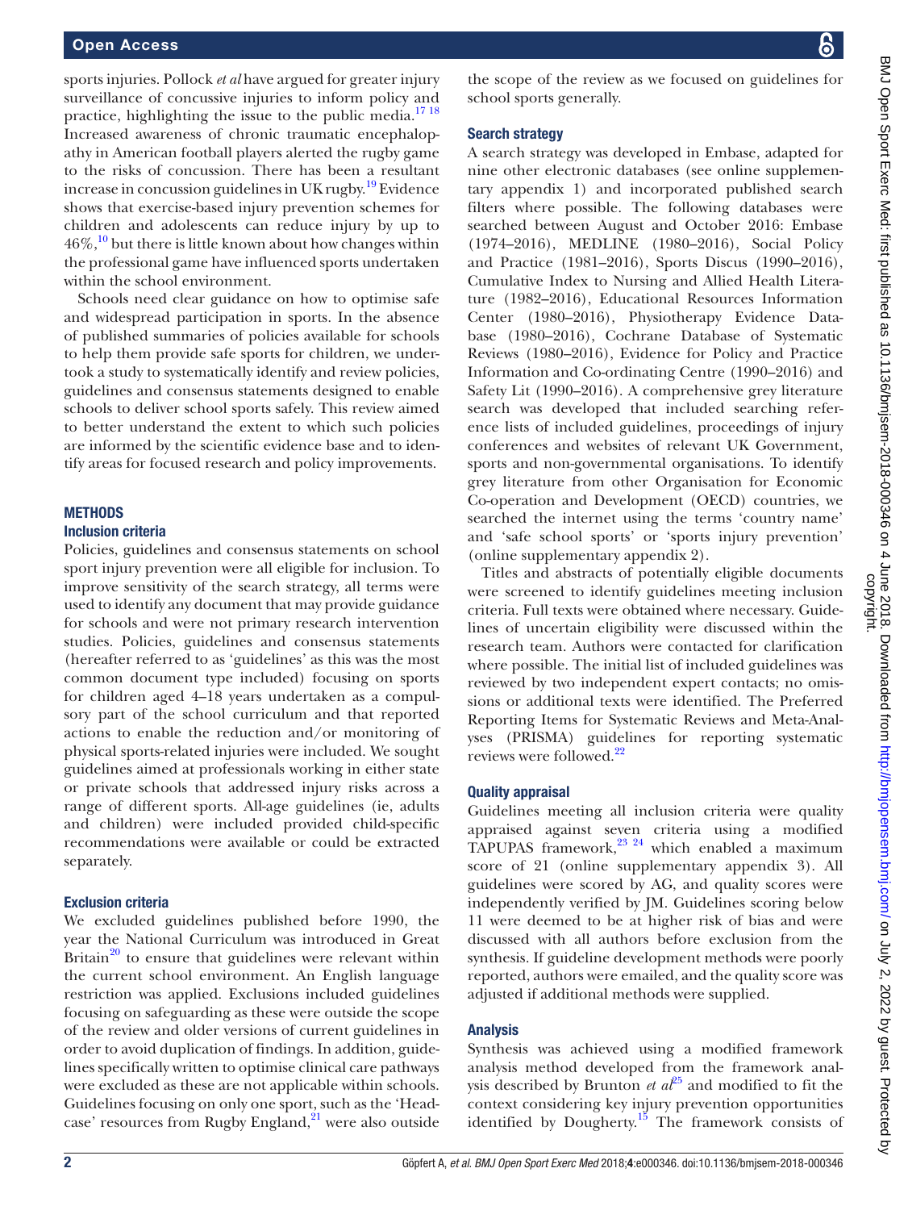sports injuries. Pollock *et al* have argued for greater injury surveillance of concussive injuries to inform policy and practice, highlighting the issue to the public media.[17,18] Increased awareness of chronic traumatic encephalopathy in American football players alerted the rugby game to the risks of concussion. There has been a resultant increase in concussion guidelines in UK rugby.[19] Evidence shows that exercise-based injury prevention schemes for children and adolescents can reduce injury by up to 46%,[10] but there is little known about how changes within the professional game have influenced sports undertaken within the school environment.

Schools need clear guidance on how to optimise safe and widespread participation in sports. In the absence of published summaries of policies available for schools to help them provide safe sports for children, we undertook a study to systematically identify and review policies, guidelines and consensus statements designed to enable schools to deliver school sports safely. This review aimed to better understand the extent to which such policies are informed by the scientific evidence base and to identify areas for focused research and policy improvements.

## METHODS

### Inclusion criteria

Policies, guidelines and consensus statements on school sport injury prevention were all eligible for inclusion. To improve sensitivity of the search strategy, all terms were used to identify any document that may provide guidance for schools and were not primary research intervention studies. Policies, guidelines and consensus statements (hereafter referred to as 'guidelines' as this was the most common document type included) focusing on sports for children aged 4–18 years undertaken as a compulsory part of the school curriculum and that reported actions to enable the reduction and/or monitoring of physical sports-related injuries were included. We sought guidelines aimed at professionals working in either state or private schools that addressed injury risks across a range of different sports. All-age guidelines (ie, adults and children) were included provided child-specific recommendations were available or could be extracted separately.

### Exclusion criteria

We excluded guidelines published before 1990, the year the National Curriculum was introduced in Great Britain[20] to ensure that guidelines were relevant within the current school environment. An English language restriction was applied. Exclusions included guidelines focusing on safeguarding as these were outside the scope of the review and older versions of current guidelines in order to avoid duplication of findings. In addition, guidelines specifically written to optimise clinical care pathways were excluded as these are not applicable within schools. Guidelines focusing on only one sport, such as the 'Headcase' resources from Rugby England,[21] were also outside the scope of the review as we focused on guidelines for school sports generally.

### Search strategy

A search strategy was developed in Embase, adapted for nine other electronic databases (see online supplementary appendix 1) and incorporated published search filters where possible. The following databases were searched between August and October 2016: Embase (1974–2016), MEDLINE (1980–2016), Social Policy and Practice (1981–2016), Sports Discus (1990–2016), Cumulative Index to Nursing and Allied Health Literature (1982–2016), Educational Resources Information Center (1980–2016), Physiotherapy Evidence Database (1980–2016), Cochrane Database of Systematic Reviews (1980–2016), Evidence for Policy and Practice Information and Co-ordinating Centre (1990–2016) and Safety Lit (1990–2016). A comprehensive grey literature search was developed that included searching reference lists of included guidelines, proceedings of injury conferences and websites of relevant UK Government, sports and non-governmental organisations. To identify grey literature from other Organisation for Economic Co-operation and Development (OECD) countries, we searched the internet using the terms 'country name' and 'safe school sports' or 'sports injury prevention' (online supplementary appendix 2).

Titles and abstracts of potentially eligible documents were screened to identify guidelines meeting inclusion criteria. Full texts were obtained where necessary. Guidelines of uncertain eligibility were discussed within the research team. Authors were contacted for clarification where possible. The initial list of included guidelines was reviewed by two independent expert contacts; no omissions or additional texts were identified. The Preferred Reporting Items for Systematic Reviews and Meta-Analyses (PRISMA) guidelines for reporting systematic reviews were followed.[22]

### Quality appraisal

Guidelines meeting all inclusion criteria were quality appraised against seven criteria using a modified TAPUPAS framework,[23,24] which enabled a maximum score of 21 (online supplementary appendix 3). All guidelines were scored by AG, and quality scores were independently verified by JM. Guidelines scoring below 11 were deemed to be at higher risk of bias and were discussed with all authors before exclusion from the synthesis. If guideline development methods were poorly reported, authors were emailed, and the quality score was adjusted if additional methods were supplied.

### Analysis

Synthesis was achieved using a modified framework analysis method developed from the framework analysis described by Brunton *et al*[25] and modified to fit the context considering key injury prevention opportunities identified by Dougherty.[15] The framework consists of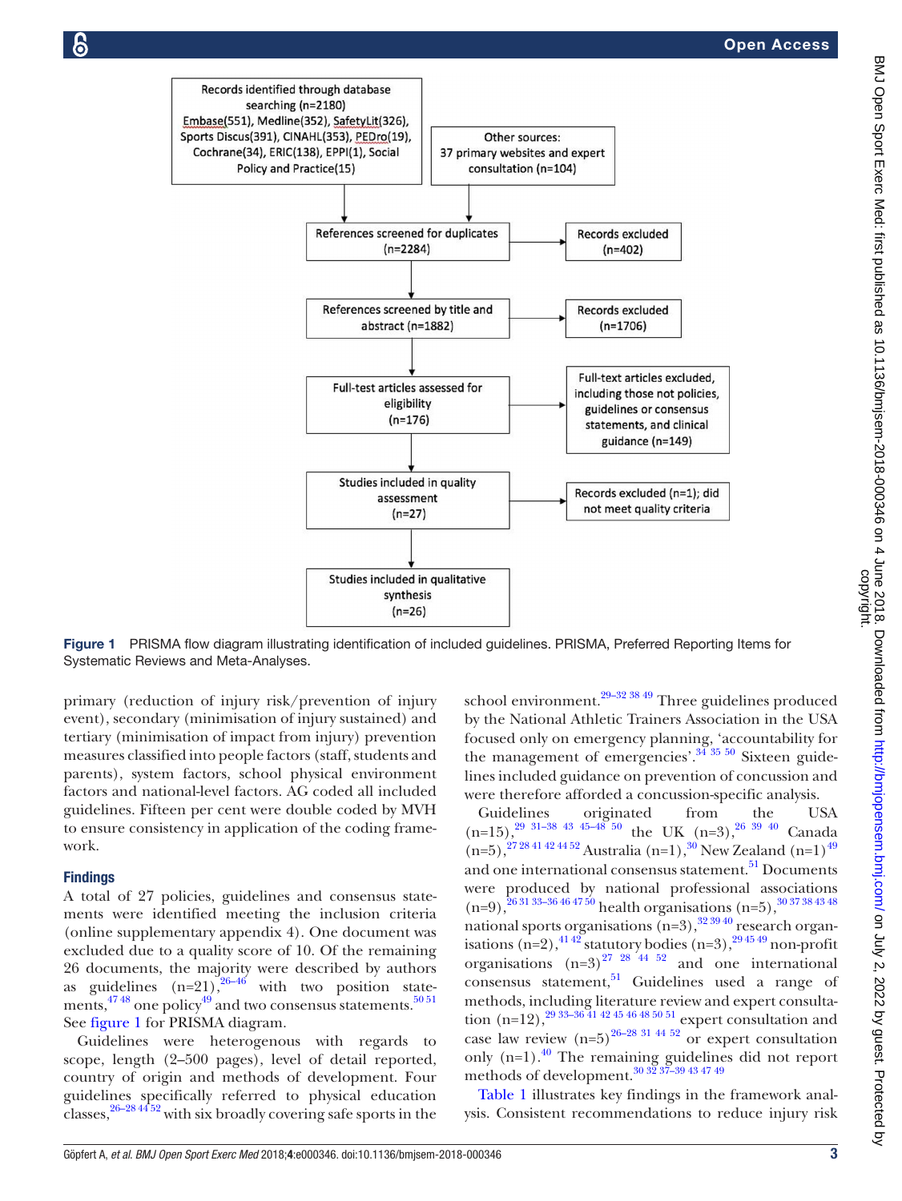Records identified through database searching (n=2180) Embase(551), Medline(352), SafetyLit(326), Sports Discus(391), CINAHL(353), PEDro(19), Cochrane(34), ERIC(138), EPPI(1), Social Policy and Practice(15)

Other sources: 37 primary websites and expert consultation (n=104)

References screened for duplicates (n=2284) → Records excluded (n=402)

References screened by title and abstract (n=1882) → Records excluded (n=1706)

Full-test articles assessed for eligibility (n=176) → Full-text articles excluded, including those not policies, guidelines or consensus statements, and clinical guidance (n=149)

Studies included in quality assessment (n=27) → Records excluded (n=1); did not meet quality criteria

Studies included in qualitative synthesis (n=26)

**Figure 1** PRISMA flow diagram illustrating identification of included guidelines. PRISMA, Preferred Reporting Items for Systematic Reviews and Meta-Analyses.

primary (reduction of injury risk/prevention of injury event), secondary (minimisation of injury sustained) and tertiary (minimisation of impact from injury) prevention measures classified into people factors (staff, students and parents), system factors, school physical environment factors and national-level factors. AG coded all included guidelines. Fifteen per cent were double coded by MVH to ensure consistency in application of the coding framework.

## Findings

A total of 27 policies, guidelines and consensus statements were identified meeting the inclusion criteria (online supplementary appendix 4). One document was excluded due to a quality score of 10. Of the remaining 26 documents, the majority were described by authors as guidelines (n=21),[26–46] with two position statements,[47 48] one policy[49] and two consensus statements.[50 51] See figure 1 for PRISMA diagram.

Guidelines were heterogenous with regards to scope, length (2–500 pages), level of detail reported, country of origin and methods of development. Four guidelines specifically referred to physical education classes,[26–28 44 52] with six broadly covering safe sports in the school environment.[29–32 38 49] Three guidelines produced by the National Athletic Trainers Association in the USA focused only on emergency planning, 'accountability for the management of emergencies'.[34 35 50] Sixteen guidelines included guidance on prevention of concussion and were therefore afforded a concussion-specific analysis.

Guidelines originated from the USA (n=15),[29 31–38 43 45–48 50] the UK (n=3),[26 39 40] Canada (n=5),[27 28 41 42 44 52] Australia (n=1),[30] New Zealand (n=1)[49] and one international consensus statement.[51] Documents were produced by national professional associations (n=9),[26 31 33–36 46 47 50] health organisations (n=5),[30 37 38 43 48] national sports organisations (n=3),[32 39 40] research organisations (n=2),[41 42] statutory bodies (n=3),[29 45 49] non-profit organisations (n=3)[27 28 44 52] and one international consensus statement,[51] Guidelines used a range of methods, including literature review and expert consultation (n=12),[29 33–36 41 42 45 46 48 50 51] expert consultation and case law review (n=5)[26–28 31 44 52] or expert consultation only (n=1).[40] The remaining guidelines did not report methods of development.[30 32 37–39 43 47 49]

Table 1 illustrates key findings in the framework analysis. Consistent recommendations to reduce injury risk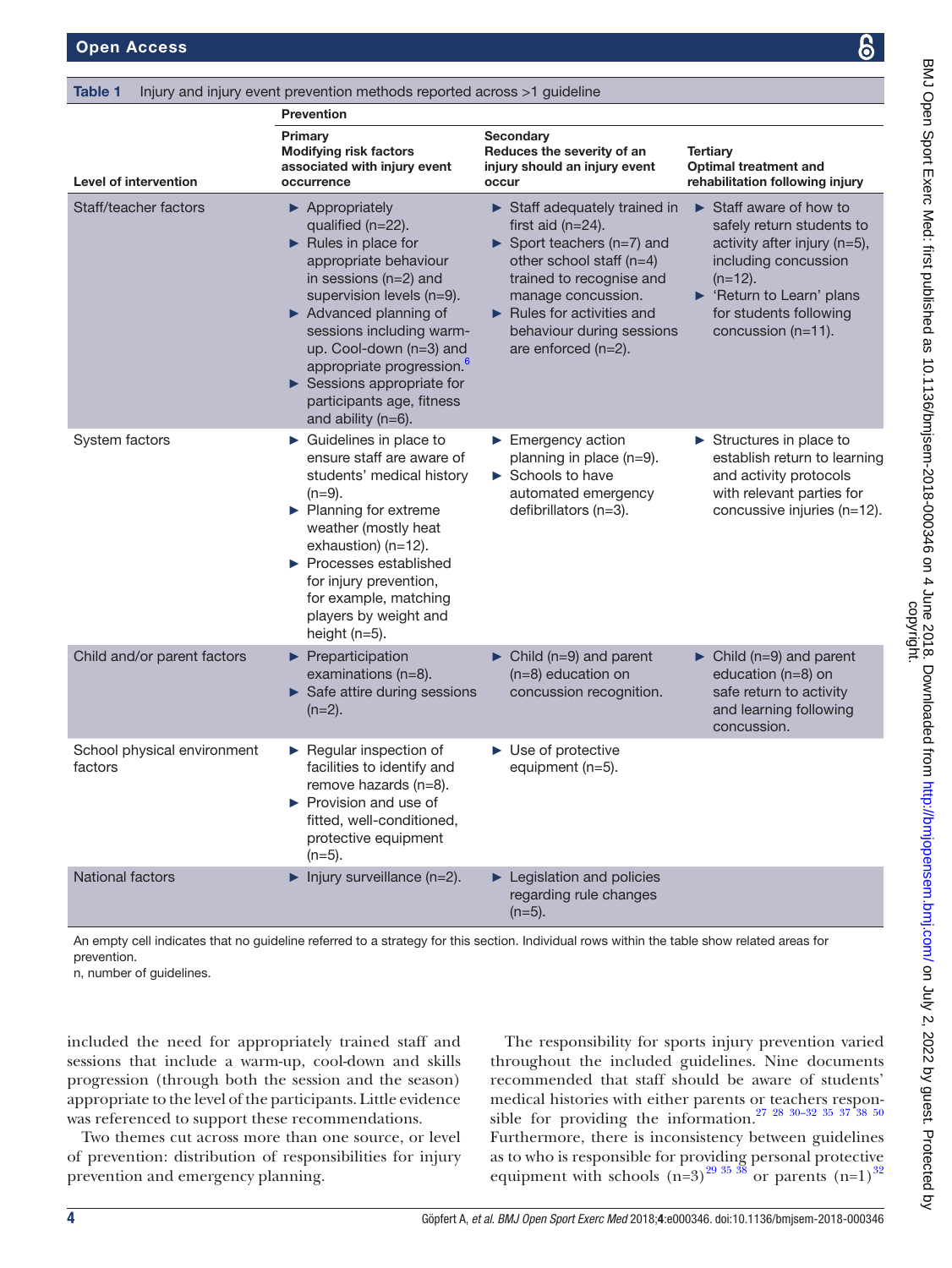**Table 1** Injury and injury event prevention methods reported across >1 guideline

| Level of intervention | Prevention | | |
|---|---|---|---|
| | **Primary** Modifying risk factors associated with injury event occurrence | **Secondary** Reduces the severity of an injury should an injury event occur | **Tertiary** Optimal treatment and rehabilitation following injury |
| Staff/teacher factors | ► Appropriately qualified (n=22).<br>► Rules in place for appropriate behaviour in sessions (n=2) and supervision levels (n=9).<br>► Advanced planning of sessions including warm-up. Cool-down (n=3) and appropriate progression.[6]<br>► Sessions appropriate for participants age, fitness and ability (n=6). | ► Staff adequately trained in first aid (n=24).<br>► Sport teachers (n=7) and other school staff (n=4) trained to recognise and manage concussion.<br>► Rules for activities and behaviour during sessions are enforced (n=2). | ► Staff aware of how to safely return students to activity after injury (n=5), including concussion (n=12).<br>► 'Return to Learn' plans for students following concussion (n=11). |
| System factors | ► Guidelines in place to ensure staff are aware of students' medical history (n=9).<br>► Planning for extreme weather (mostly heat exhaustion) (n=12).<br>► Processes established for injury prevention, for example, matching players by weight and height (n=5). | ► Emergency action planning in place (n=9).<br>► Schools to have automated emergency defibrillators (n=3). | ► Structures in place to establish return to learning and activity protocols with relevant parties for concussive injuries (n=12). |
| Child and/or parent factors | ► Preparticipation examinations (n=8).<br>► Safe attire during sessions (n=2). | ► Child (n=9) and parent (n=8) education on concussion recognition. | ► Child (n=9) and parent education (n=8) on safe return to activity and learning following concussion. |
| School physical environment factors | ► Regular inspection of facilities to identify and remove hazards (n=8).<br>► Provision and use of fitted, well-conditioned, protective equipment (n=5). | ► Use of protective equipment (n=5). | |
| National factors | ► Injury surveillance (n=2). | ► Legislation and policies regarding rule changes (n=5). | |

An empty cell indicates that no guideline referred to a strategy for this section. Individual rows within the table show related areas for prevention.
n, number of guidelines.

included the need for appropriately trained staff and sessions that include a warm-up, cool-down and skills progression (through both the session and the season) appropriate to the level of the participants. Little evidence was referenced to support these recommendations.

Two themes cut across more than one source, or level of prevention: distribution of responsibilities for injury prevention and emergency planning.

The responsibility for sports injury prevention varied throughout the included guidelines. Nine documents recommended that staff should be aware of students' medical histories with either parents or teachers responsible for providing the information.[27 28 30–32 35 37 38 50] Furthermore, there is inconsistency between guidelines as to who is responsible for providing personal protective equipment with schools (n=3)[29 35 38] or parents (n=1)[32]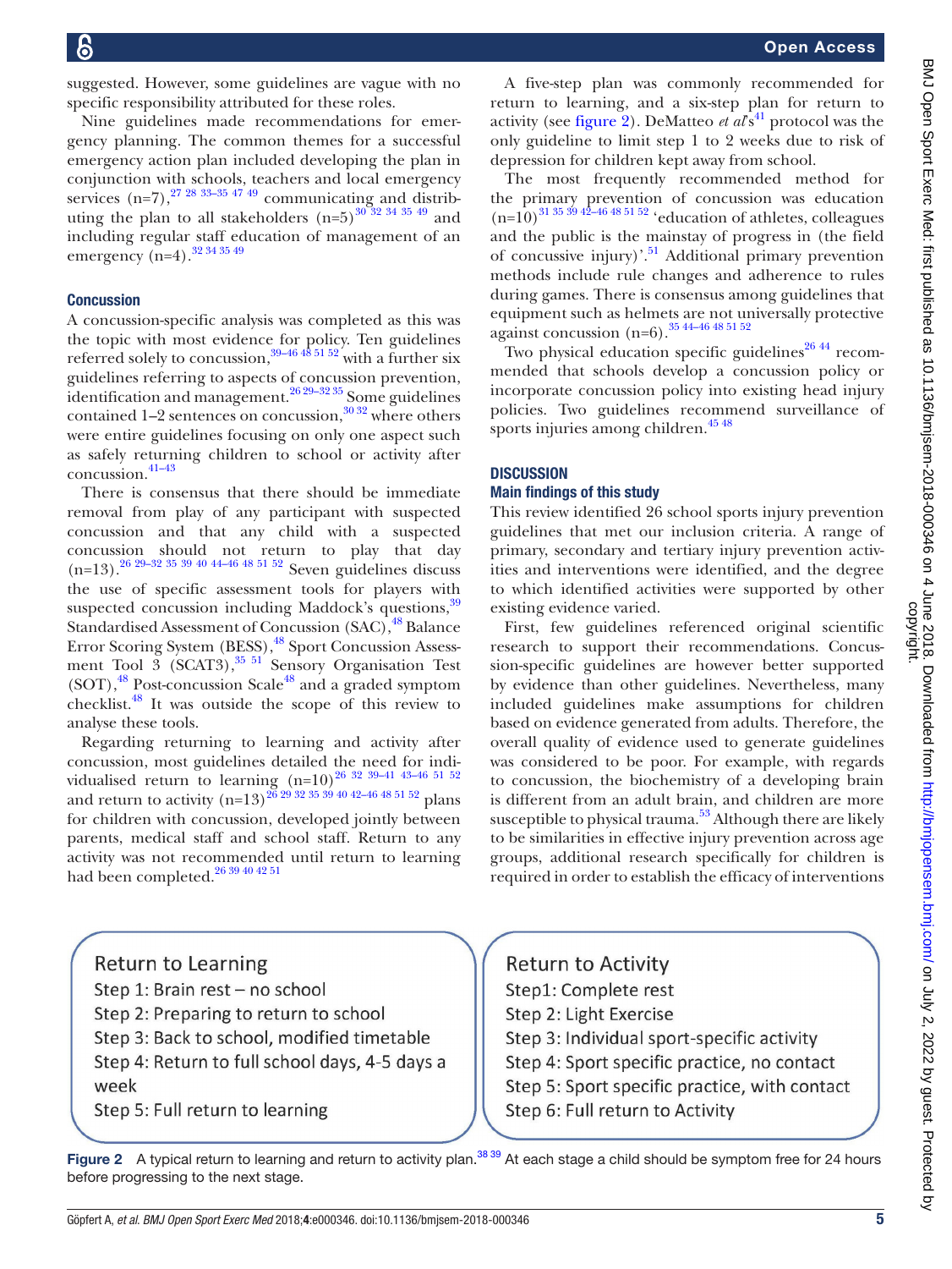suggested. However, some guidelines are vague with no specific responsibility attributed for these roles.

Nine guidelines made recommendations for emergency planning. The common themes for a successful emergency action plan included developing the plan in conjunction with schools, teachers and local emergency services (n=7),[27 28 33–35 47 49] communicating and distributing the plan to all stakeholders (n=5)[30 32 34 35 49] and including regular staff education of management of an emergency (n=4).[32 34 35 49]

### Concussion

A concussion-specific analysis was completed as this was the topic with most evidence for policy. Ten guidelines referred solely to concussion,[39–46 48 51 52] with a further six guidelines referring to aspects of concussion prevention, identification and management.[26 29–32 35] Some guidelines contained 1–2 sentences on concussion,[30 32] where others were entire guidelines focusing on only one aspect such as safely returning children to school or activity after concussion.[41–43]

There is consensus that there should be immediate removal from play of any participant with suspected concussion and that any child with a suspected concussion should not return to play that day (n=13).[26 29–32 35 39 40 44–46 48 51 52] Seven guidelines discuss the use of specific assessment tools for players with suspected concussion including Maddock's questions,[39] Standardised Assessment of Concussion (SAC),[48] Balance Error Scoring System (BESS),[48] Sport Concussion Assessment Tool 3 (SCAT3),[35 51] Sensory Organisation Test (SOT),[48] Post-concussion Scale[48] and a graded symptom checklist.[48] It was outside the scope of this review to analyse these tools.

Regarding returning to learning and activity after concussion, most guidelines detailed the need for individualised return to learning (n=10)[26 32 39–41 43–46 51 52] and return to activity (n=13)[26 29 32 35 39 40 42–46 48 51 52] plans for children with concussion, developed jointly between parents, medical staff and school staff. Return to any activity was not recommended until return to learning had been completed.[26 39 40 42 51]

A five-step plan was commonly recommended for return to learning, and a six-step plan for return to activity (see figure 2). DeMatteo *et al*'s[41] protocol was the only guideline to limit step 1 to 2 weeks due to risk of depression for children kept away from school.

The most frequently recommended method for the primary prevention of concussion was education (n=10)[31 35 39 42–46 48 51 52] 'education of athletes, colleagues and the public is the mainstay of progress in (the field of concussive injury)'.[51] Additional primary prevention methods include rule changes and adherence to rules during games. There is consensus among guidelines that equipment such as helmets are not universally protective against concussion (n=6).[35 44–46 48 51 52]

Two physical education specific guidelines[26 44] recommended that schools develop a concussion policy or incorporate concussion policy into existing head injury policies. Two guidelines recommend surveillance of sports injuries among children.[45 48]

## DISCUSSION

### Main findings of this study

This review identified 26 school sports injury prevention guidelines that met our inclusion criteria. A range of primary, secondary and tertiary injury prevention activities and interventions were identified, and the degree to which identified activities were supported by other existing evidence varied.

First, few guidelines referenced original scientific research to support their recommendations. Concussion-specific guidelines are however better supported by evidence than other guidelines. Nevertheless, many included guidelines make assumptions for children based on evidence generated from adults. Therefore, the overall quality of evidence used to generate guidelines was considered to be poor. For example, with regards to concussion, the biochemistry of a developing brain is different from an adult brain, and children are more susceptible to physical trauma.[53] Although there are likely to be similarities in effective injury prevention across age groups, additional research specifically for children is required in order to establish the efficacy of interventions

**Return to Learning**
Step 1: Brain rest – no school
Step 2: Preparing to return to school
Step 3: Back to school, modified timetable
Step 4: Return to full school days, 4-5 days a week
Step 5: Full return to learning

**Return to Activity**
Step1: Complete rest
Step 2: Light Exercise
Step 3: Individual sport-specific activity
Step 4: Sport specific practice, no contact
Step 5: Sport specific practice, with contact
Step 6: Full return to Activity

**Figure 2** A typical return to learning and return to activity plan.[38 39] At each stage a child should be symptom free for 24 hours before progressing to the next stage.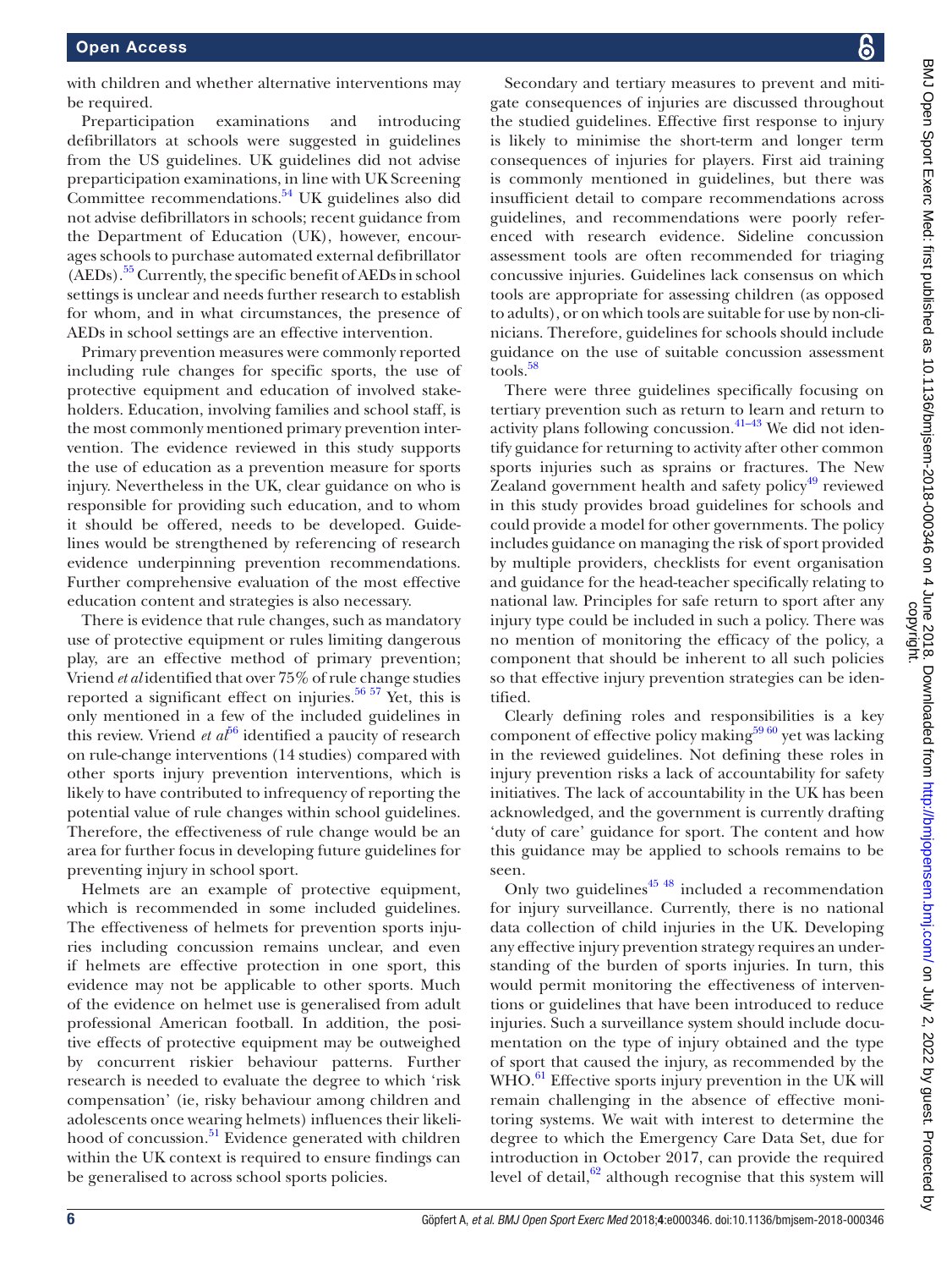with children and whether alternative interventions may be required.

Preparticipation examinations and introducing defibrillators at schools were suggested in guidelines from the US guidelines. UK guidelines did not advise preparticipation examinations, in line with UK Screening Committee recommendations.[54] UK guidelines also did not advise defibrillators in schools; recent guidance from the Department of Education (UK), however, encourages schools to purchase automated external defibrillator (AEDs).[55] Currently, the specific benefit of AEDs in school settings is unclear and needs further research to establish for whom, and in what circumstances, the presence of AEDs in school settings are an effective intervention.

Primary prevention measures were commonly reported including rule changes for specific sports, the use of protective equipment and education of involved stakeholders. Education, involving families and school staff, is the most commonly mentioned primary prevention intervention. The evidence reviewed in this study supports the use of education as a prevention measure for sports injury. Nevertheless in the UK, clear guidance on who is responsible for providing such education, and to whom it should be offered, needs to be developed. Guidelines would be strengthened by referencing of research evidence underpinning prevention recommendations. Further comprehensive evaluation of the most effective education content and strategies is also necessary.

There is evidence that rule changes, such as mandatory use of protective equipment or rules limiting dangerous play, are an effective method of primary prevention; Vriend *et al* identified that over 75% of rule change studies reported a significant effect on injuries.[56 57] Yet, this is only mentioned in a few of the included guidelines in this review. Vriend *et al*[56] identified a paucity of research on rule-change interventions (14 studies) compared with other sports injury prevention interventions, which is likely to have contributed to infrequency of reporting the potential value of rule changes within school guidelines. Therefore, the effectiveness of rule change would be an area for further focus in developing future guidelines for preventing injury in school sport.

Helmets are an example of protective equipment, which is recommended in some included guidelines. The effectiveness of helmets for prevention sports injuries including concussion remains unclear, and even if helmets are effective protection in one sport, this evidence may not be applicable to other sports. Much of the evidence on helmet use is generalised from adult professional American football. In addition, the positive effects of protective equipment may be outweighed by concurrent riskier behaviour patterns. Further research is needed to evaluate the degree to which 'risk compensation' (ie, risky behaviour among children and adolescents once wearing helmets) influences their likelihood of concussion.[51] Evidence generated with children within the UK context is required to ensure findings can be generalised to across school sports policies.

Secondary and tertiary measures to prevent and mitigate consequences of injuries are discussed throughout the studied guidelines. Effective first response to injury is likely to minimise the short-term and longer term consequences of injuries for players. First aid training is commonly mentioned in guidelines, but there was insufficient detail to compare recommendations across guidelines, and recommendations were poorly referenced with research evidence. Sideline concussion assessment tools are often recommended for triaging concussive injuries. Guidelines lack consensus on which tools are appropriate for assessing children (as opposed to adults), or on which tools are suitable for use by non-clinicians. Therefore, guidelines for schools should include guidance on the use of suitable concussion assessment tools.[58]

There were three guidelines specifically focusing on tertiary prevention such as return to learn and return to activity plans following concussion.[41–43] We did not identify guidance for returning to activity after other common sports injuries such as sprains or fractures. The New Zealand government health and safety policy[49] reviewed in this study provides broad guidelines for schools and could provide a model for other governments. The policy includes guidance on managing the risk of sport provided by multiple providers, checklists for event organisation and guidance for the head-teacher specifically relating to national law. Principles for safe return to sport after any injury type could be included in such a policy. There was no mention of monitoring the efficacy of the policy, a component that should be inherent to all such policies so that effective injury prevention strategies can be identified.

Clearly defining roles and responsibilities is a key component of effective policy making[59 60] yet was lacking in the reviewed guidelines. Not defining these roles in injury prevention risks a lack of accountability for safety initiatives. The lack of accountability in the UK has been acknowledged, and the government is currently drafting 'duty of care' guidance for sport. The content and how this guidance may be applied to schools remains to be seen.

Only two guidelines[45 48] included a recommendation for injury surveillance. Currently, there is no national data collection of child injuries in the UK. Developing any effective injury prevention strategy requires an understanding of the burden of sports injuries. In turn, this would permit monitoring the effectiveness of interventions or guidelines that have been introduced to reduce injuries. Such a surveillance system should include documentation on the type of injury obtained and the type of sport that caused the injury, as recommended by the WHO.[61] Effective sports injury prevention in the UK will remain challenging in the absence of effective monitoring systems. We wait with interest to determine the degree to which the Emergency Care Data Set, due for introduction in October 2017, can provide the required level of detail,[62] although recognise that this system will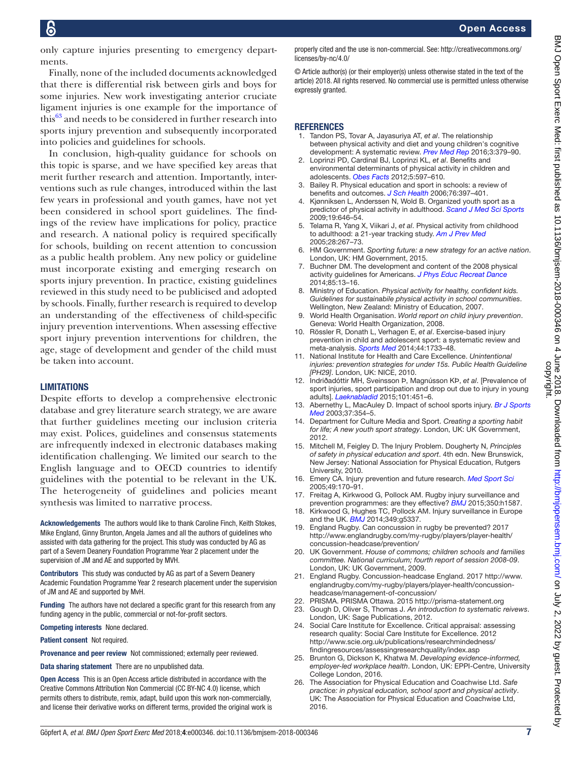only capture injuries presenting to emergency departments.

Finally, none of the included documents acknowledged that there is differential risk between girls and boys for some injuries. New work investigating anterior cruciate ligament injuries is one example for the importance of this[63] and needs to be considered in further research into sports injury prevention and subsequently incorporated into policies and guidelines for schools.

In conclusion, high-quality guidance for schools on this topic is sparse, and we have specified key areas that merit further research and attention. Importantly, interventions such as rule changes, introduced within the last few years in professional and youth games, have not yet been considered in school sport guidelines. The findings of the review have implications for policy, practice and research. A national policy is required specifically for schools, building on recent attention to concussion as a public health problem. Any new policy or guideline must incorporate existing and emerging research on sports injury prevention. In practice, existing guidelines reviewed in this study need to be publicised and adopted by schools. Finally, further research is required to develop an understanding of the effectiveness of child-specific injury prevention interventions. When assessing effective sport injury prevention interventions for children, the age, stage of development and gender of the child must be taken into account.

## LIMITATIONS

Despite efforts to develop a comprehensive electronic database and grey literature search strategy, we are aware that further guidelines meeting our inclusion criteria may exist. Polices, guidelines and consensus statements are infrequently indexed in electronic databases making identification challenging. We limited our search to the English language and to OECD countries to identify guidelines with the potential to be relevant in the UK. The heterogeneity of guidelines and policies meant synthesis was limited to narrative process.

**Acknowledgements** The authors would like to thank Caroline Finch, Keith Stokes, Mike England, Ginny Brunton, Angela James and all the authors of guidelines who assisted with data gathering for the project. This study was conducted by AG as part of a Severn Deanery Foundation Programme Year 2 placement under the supervision of JM and AE and supported by MVH.

**Contributors** This study was conducted by AG as part of a Severn Deanery Academic Foundation Programme Year 2 research placement under the supervision of JM and AE and supported by MvH.

**Funding** The authors have not declared a specific grant for this research from any funding agency in the public, commercial or not-for-profit sectors.

**Competing interests** None declared.

**Patient consent** Not required.

**Provenance and peer review** Not commissioned; externally peer reviewed.

**Data sharing statement** There are no unpublished data.

**Open Access** This is an Open Access article distributed in accordance with the Creative Commons Attribution Non Commercial (CC BY-NC 4.0) license, which permits others to distribute, remix, adapt, build upon this work non-commercially, and license their derivative works on different terms, provided the original work is properly cited and the use is non-commercial. See: http://creativecommons.org/licenses/by-nc/4.0/

© Article author(s) (or their employer(s) unless otherwise stated in the text of the article) 2018. All rights reserved. No commercial use is permitted unless otherwise expressly granted.

## REFERENCES

1. Tandon PS, Tovar A, Jayasuriya AT, *et al*. The relationship between physical activity and diet and young children's cognitive development: A systematic review. *Prev Med Rep* 2016;3:379–90.
2. Loprinzi PD, Cardinal BJ, Loprinzi KL, *et al*. Benefits and environmental determinants of physical activity in children and adolescents. *Obes Facts* 2012;5:597–610.
3. Bailey R. Physical education and sport in schools: a review of benefits and outcomes. *J Sch Health* 2006;76:397–401.
4. Kjønniksen L, Anderssen N, Wold B. Organized youth sport as a predictor of physical activity in adulthood. *Scand J Med Sci Sports* 2009;19:646–54.
5. Telama R, Yang X, Viikari J, *et al*. Physical activity from childhood to adulthood: a 21-year tracking study. *Am J Prev Med* 2005;28:267–73.
6. HM Government. *Sporting future: a new strategy for an active nation*. London, UK: HM Government, 2015.
7. Buchner DM. The development and content of the 2008 physical activity guidelines for Americans. *J Phys Educ Recreat Dance* 2014;85:13–16.
8. Ministry of Education. *Physical activity for healthy, confident kids. Guidelines for sustainabile physical activity in school communities*. Wellington, New Zealand: Ministry of Education, 2007.
9. World Health Organisation. *World report on child injury prevention*. Geneva: World Health Organization, 2008.
10. Rössler R, Donath L, Verhagen E, *et al*. Exercise-based injury prevention in child and adolescent sport: a systematic review and meta-analysis. *Sports Med* 2014;44:1733–48.
11. National Institute for Health and Care Excellence. *Unintentional injuries: prevention strategies for under 15s. Public Health Guideline [PH29]*. London, UK: NICE, 2010.
12. Indriðadóttir MH, Sveinsson Þ, Magnússon KÞ, *et al*. [Prevalence of sport injuries, sport participation and drop out due to injury in young adults]. *Laeknabladid* 2015;101:451–6.
13. Abernethy L, MacAuley D. Impact of school sports injury. *Br J Sports Med* 2003;37:354–5.
14. Department for Culture Media and Sport. *Creating a sporting habit for life; A new youth sport strategy*. London, UK: UK Government, 2012.
15. Mitchell M, Feigley D. The Injury Problem. Dougherty N, *Principles of safety in physical education and sport*. 4th edn. New Brunswick, New Jersey: National Association for Physical Education, Rutgers University, 2010.
16. Emery CA. Injury prevention and future research. *Med Sport Sci* 2005;49:170–91.
17. Freitag A, Kirkwood G, Pollock AM. Rugby injury surveillance and prevention programmes: are they effective? *BMJ* 2015;350:h1587.
18. Kirkwood G, Hughes TC, Pollock AM. Injury surveillance in Europe and the UK. *BMJ* 2014;349:g5337.
19. England Rugby. Can concussion in rugby be prevented? 2017 http://www.englandrugby.com/my-rugby/players/player-health/concussion-headcase/prevention/
20. UK Government. *House of commons; children schools and families committee. National curriculum; fourth report of session 2008-09*. London, UK: UK Government, 2009.
21. England Rugby. Concussion-headcase England. 2017 http://www.englandrugby.com/my-rugby/players/player-health/concussion-headcase/management-of-concussion/
22. PRISMA. PRISMA Ottawa. 2015 http://prisma-statement.org
23. Gough D, Oliver S, Thomas J. *An introduction to systematic reivews*. London, UK: Sage Publications, 2012.
24. Social Care Institute for Excellence. Critical appraisal: assessing research quality: Social Care Institute for Excellence. 2012 http://www.scie.org.uk/publications/researchmindedness/findingresources/assessingresearchquality/index.asp
25. Brunton G, Dickson K, Khatwa M. *Developing evidence-informed, employer-led workplace health*. London, UK: EPPI-Centre, University College London, 2016.
26. The Association for Physical Education and Coachwise Ltd. *Safe practice: in physical education, school sport and physical activity*. UK: The Association for Physical Education and Coachwise Ltd, 2016.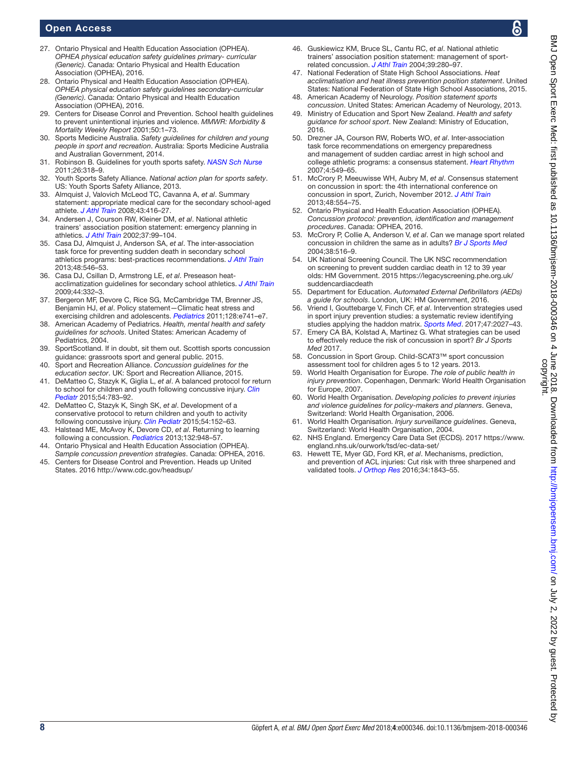27. Ontario Physical and Health Education Association (OPHEA). *OPHEA physical education safety guidelines primary- curricular (Generic)*. Canada: Ontario Physical and Health Education Association (OPHEA), 2016.
28. Ontario Physical and Health Education Association (OPHEA). *OPHEA physical education safety guidelines secondary-curricular (Generic)*. Canada: Ontario Physical and Health Education Association (OPHEA), 2016.
29. Centers for Disease Conrol and Prevention. School health guidelines to prevent unintentional injuries and violence. *MMWR: Morbidity & Mortality Weekly Report* 2001;50:1–73.
30. Sports Medicine Australia. *Safety guidelines for children and young people in sport and recreation*. Australia: Sports Medicine Australia and Australian Government, 2014.
31. Robinson B. Guidelines for youth sports safety. *NASN Sch Nurse* 2011;26:318–9.
32. Youth Sports Safety Alliance. *National action plan for sports safety*. US: Youth Sports Safety Alliance, 2013.
33. Almquist J, Valovich McLeod TC, Cavanna A, *et al*. Summary statement: appropriate medical care for the secondary school-aged athlete. *J Athl Train* 2008;43:416–27.
34. Andersen J, Courson RW, Kleiner DM, *et al*. National athletic trainers' association position statement: emergency planning in athletics. *J Athl Train* 2002;37:99–104.
35. Casa DJ, Almquist J, Anderson SA, *et al*. The inter-association task force for preventing sudden death in secondary school athletics programs: best-practices recommendations. *J Athl Train* 2013;48:546–53.
36. Casa DJ, Csillan D, Armstrong LE, *et al*. Preseason heat-acclimatization guidelines for secondary school athletics. *J Athl Train* 2009;44:332–3.
37. Bergeron MF, Devore C, Rice SG, McCambridge TM, Brenner JS, Benjamin HJ, *et al*. Policy statement—Climatic heat stress and exercising children and adolescents. *Pediatrics* 2011;128:e741–e7.
38. American Academy of Pediatrics. *Health, mental health and safety guidelines for schools*. United States: American Academy of Pediatrics, 2004.
39. SportScotland. If in doubt, sit them out. Scottish sports concussion guidance: grassroots sport and general public. 2015.
40. Sport and Recreation Alliance. *Concussion guidelines for the education sector*. UK: Sport and Recreation Alliance, 2015.
41. DeMatteo C, Stazyk K, Giglia L, *et al*. A balanced protocol for return to school for children and youth following concussive injury. *Clin Pediatr* 2015;54:783–92.
42. DeMatteo C, Stazyk K, Singh SK, *et al*. Development of a conservative protocol to return children and youth to activity following concussive injury. *Clin Pediatr* 2015;54:152–63.
43. Halstead ME, McAvoy K, Devore CD, *et al*. Returning to learning following a concussion. *Pediatrics* 2013;132:948–57.
44. Ontario Physical and Health Education Association (OPHEA). *Sample concussion prevention strategies*. Canada: OPHEA, 2016.
45. Centers for Disease Control and Prevention. Heads up United States. 2016 http://www.cdc.gov/headsup/
46. Guskiewicz KM, Bruce SL, Cantu RC, *et al*. National athletic trainers' association position statement: management of sport-related concussion. *J Athl Train* 2004;39:280–97.
47. National Federation of State High School Associations. *Heat acclimatisation and heat illness prevention position statement*. United States: National Federation of State High School Associations, 2015.
48. American Academy of Neurology. *Position statement sports concussion*. United States: American Academy of Neurology, 2013.
49. Ministry of Education and Sport New Zealand. *Health and safety guidance for school sport*. New Zealand: Ministry of Education, 2016.
50. Drezner JA, Courson RW, Roberts WO, *et al*. Inter-association task force recommendations on emergency preparedness and management of sudden cardiac arrest in high school and college athletic programs: a consensus statement. *Heart Rhythm* 2007;4:549–65.
51. McCrory P, Meeuwisse WH, Aubry M, *et al*. Consensus statement on concussion in sport: the 4th international conference on concussion in sport, Zurich, November 2012. *J Athl Train* 2013;48:554–75.
52. Ontario Physical and Health Education Association (OPHEA). *Concussion protocol: prevention, identification and management procedures*. Canada: OPHEA, 2016.
53. McCrory P, Collie A, Anderson V, *et al*. Can we manage sport related concussion in children the same as in adults? *Br J Sports Med* 2004;38:516–9.
54. UK National Screening Council. The UK NSC recommendation on screening to prevent sudden cardiac death in 12 to 39 year olds: HM Government. 2015 https://legacyscreening.phe.org.uk/suddencardiacdeath
55. Department for Education. *Automated External Defibrillators (AEDs) a guide for schools*. London, UK: HM Government, 2016.
56. Vriend I, Gouttebarge V, Finch CF, *et al*. Intervention strategies used in sport injury prevention studies: a systematic review identifying studies applying the haddon matrix. *Sports Med*. 2017;47:2027–43.
57. Emery CA BA, Kolstad A, Martinez G. What strategies can be used to effectively reduce the risk of concussion in sport? *Br J Sports Med* 2017.
58. Concussion in Sport Group. Child-SCAT3™ sport concussion assessment tool for children ages 5 to 12 years. 2013.
59. World Health Organisation for Europe. *The role of public health in injury prevention*. Copenhagen, Denmark: World Health Organisation for Europe, 2007.
60. World Health Organisation. *Developing policies to prevent injuries and violence guidelines for policy-makers and planners*. Geneva, Switzerland: World Health Organisation, 2006.
61. World Health Organisation. *Injury surveillance guidelines*. Geneva, Switzerland: World Health Organisation, 2004.
62. NHS England. Emergency Care Data Set (ECDS). 2017 https://www.england.nhs.uk/ourwork/tsd/ec-data-set/
63. Hewett TE, Myer GD, Ford KR, *et al*. Mechanisms, prediction, and prevention of ACL injuries: Cut risk with three sharpened and validated tools. *J Orthop Res* 2016;34:1843–55.